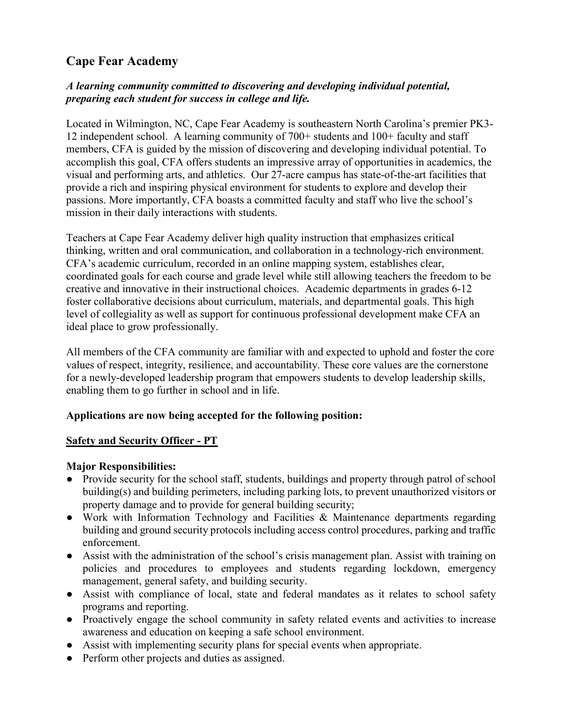# Cape Fear Academy

***A learning community committed to discovering and developing individual potential, preparing each student for success in college and life.***

Located in Wilmington, NC, Cape Fear Academy is southeastern North Carolina's premier PK3-12 independent school. A learning community of 700+ students and 100+ faculty and staff members, CFA is guided by the mission of discovering and developing individual potential. To accomplish this goal, CFA offers students an impressive array of opportunities in academics, the visual and performing arts, and athletics. Our 27-acre campus has state-of-the-art facilities that provide a rich and inspiring physical environment for students to explore and develop their passions. More importantly, CFA boasts a committed faculty and staff who live the school's mission in their daily interactions with students.

Teachers at Cape Fear Academy deliver high quality instruction that emphasizes critical thinking, written and oral communication, and collaboration in a technology-rich environment. CFA's academic curriculum, recorded in an online mapping system, establishes clear, coordinated goals for each course and grade level while still allowing teachers the freedom to be creative and innovative in their instructional choices. Academic departments in grades 6-12 foster collaborative decisions about curriculum, materials, and departmental goals. This high level of collegiality as well as support for continuous professional development make CFA an ideal place to grow professionally.

All members of the CFA community are familiar with and expected to uphold and foster the core values of respect, integrity, resilience, and accountability. These core values are the cornerstone for a newly-developed leadership program that empowers students to develop leadership skills, enabling them to go further in school and in life.

**Applications are now being accepted for the following position:**

**Safety and Security Officer - PT**

**Major Responsibilities:**

- Provide security for the school staff, students, buildings and property through patrol of school building(s) and building perimeters, including parking lots, to prevent unauthorized visitors or property damage and to provide for general building security;
- Work with Information Technology and Facilities & Maintenance departments regarding building and ground security protocols including access control procedures, parking and traffic enforcement.
- Assist with the administration of the school's crisis management plan. Assist with training on policies and procedures to employees and students regarding lockdown, emergency management, general safety, and building security.
- Assist with compliance of local, state and federal mandates as it relates to school safety programs and reporting.
- Proactively engage the school community in safety related events and activities to increase awareness and education on keeping a safe school environment.
- Assist with implementing security plans for special events when appropriate.
- Perform other projects and duties as assigned.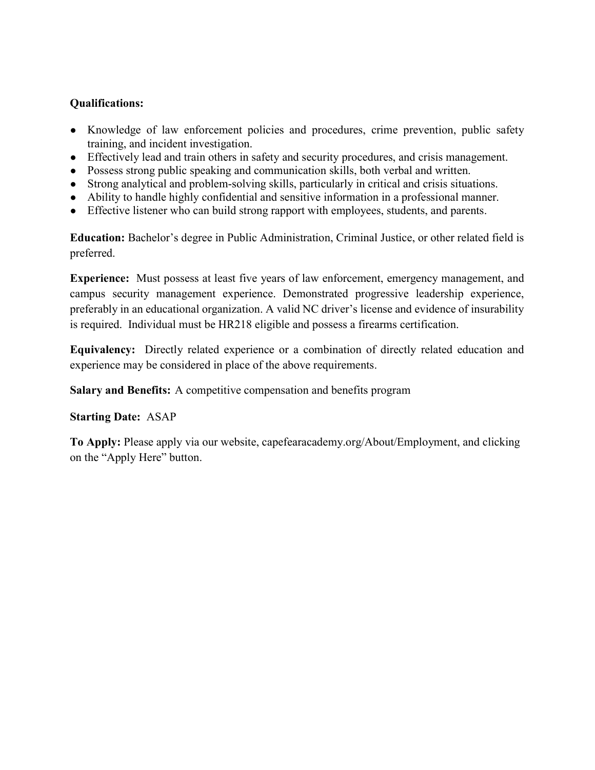**Qualifications:**

- Knowledge of law enforcement policies and procedures, crime prevention, public safety training, and incident investigation.
- Effectively lead and train others in safety and security procedures, and crisis management.
- Possess strong public speaking and communication skills, both verbal and written.
- Strong analytical and problem-solving skills, particularly in critical and crisis situations.
- Ability to handle highly confidential and sensitive information in a professional manner.
- Effective listener who can build strong rapport with employees, students, and parents.

**Education:** Bachelor's degree in Public Administration, Criminal Justice, or other related field is preferred.

**Experience:** Must possess at least five years of law enforcement, emergency management, and campus security management experience. Demonstrated progressive leadership experience, preferably in an educational organization. A valid NC driver's license and evidence of insurability is required. Individual must be HR218 eligible and possess a firearms certification.

**Equivalency:** Directly related experience or a combination of directly related education and experience may be considered in place of the above requirements.

**Salary and Benefits:** A competitive compensation and benefits program

**Starting Date:** ASAP

**To Apply:** Please apply via our website, capefearacademy.org/About/Employment, and clicking on the "Apply Here" button.